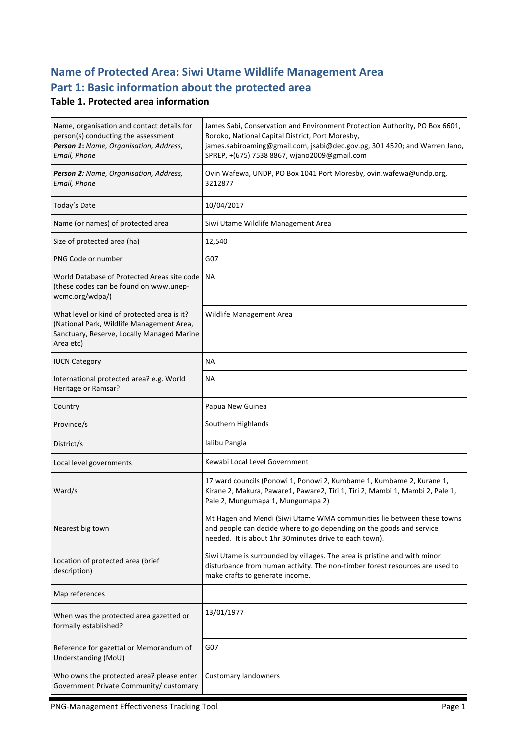# Name of Protected Area: Siwi Utame Wildlife Management Area

# Part 1: Basic information about the protected area

## Table 1. Protected area information

| | |
|---|---|
| Name, organisation and contact details for person(s) conducting the assessment ***Person 1**: Name, Organisation, Address, Email, Phone* | James Sabi, Conservation and Environment Protection Authority, PO Box 6601, Boroko, National Capital District, Port Moresby, james.sabiroaming@gmail.com, jsabi@dec.gov.pg, 301 4520; and Warren Jano, SPREP, +(675) 7538 8867, wjano2009@gmail.com |
| ***Person 2:** Name, Organisation, Address, Email, Phone* | Ovin Wafewa, UNDP, PO Box 1041 Port Moresby, ovin.wafewa@undp.org, 3212877 |
| Today's Date | 10/04/2017 |
| Name (or names) of protected area | Siwi Utame Wildlife Management Area |
| Size of protected area (ha) | 12,540 |
| PNG Code or number | G07 |
| World Database of Protected Areas site code (these codes can be found on www.unep-wcmc.org/wdpa/) | NA |
| What level or kind of protected area is it? (National Park, Wildlife Management Area, Sanctuary, Reserve, Locally Managed Marine Area etc) | Wildlife Management Area |
| IUCN Category | NA |
| International protected area? e.g. World Heritage or Ramsar? | NA |
| Country | Papua New Guinea |
| Province/s | Southern Highlands |
| District/s | Ialibu Pangia |
| Local level governments | Kewabi Local Level Government |
| Ward/s | 17 ward councils (Ponowi 1, Ponowi 2, Kumbame 1, Kumbame 2, Kurane 1, Kirane 2, Makura, Paware1, Paware2, Tiri 1, Tiri 2, Mambi 1, Mambi 2, Pale 1, Pale 2, Mungumapa 1, Mungumapa 2) |
| Nearest big town | Mt Hagen and Mendi (Siwi Utame WMA communities lie between these towns and people can decide where to go depending on the goods and service needed. It is about 1hr 30minutes drive to each town). |
| Location of protected area (brief description) | Siwi Utame is surrounded by villages. The area is pristine and with minor disturbance from human activity. The non-timber forest resources are used to make crafts to generate income. |
| Map references | |
| When was the protected area gazetted or formally established? | 13/01/1977 |
| Reference for gazettal or Memorandum of Understanding (MoU) | G07 |
| Who owns the protected area? please enter Government Private Community/ customary | Customary landowners |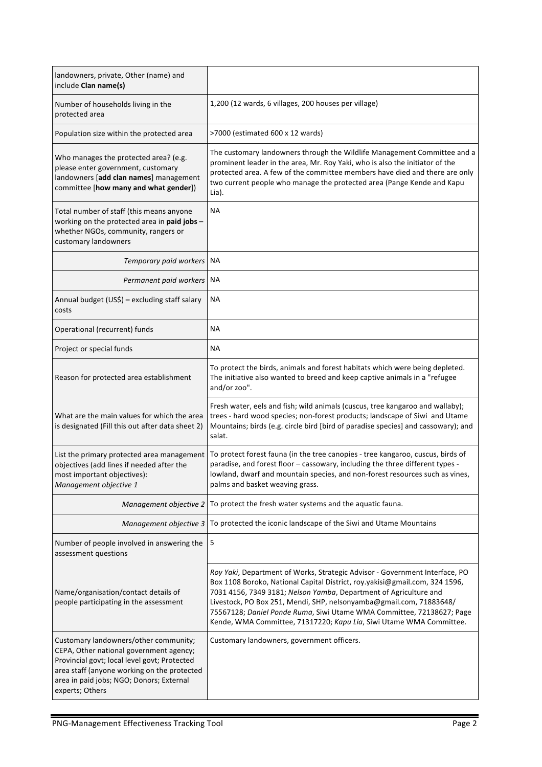| | |
|---|---|
| landowners, private, Other (name) and include **Clan name(s)** | |
| Number of households living in the protected area | 1,200 (12 wards, 6 villages, 200 houses per village) |
| Population size within the protected area | >7000 (estimated 600 x 12 wards) |
| Who manages the protected area? (e.g. please enter government, customary landowners [**add clan names**] management committee [**how many and what gender**]) | The customary landowners through the Wildlife Management Committee and a prominent leader in the area, Mr. Roy Yaki, who is also the initiator of the protected area. A few of the committee members have died and there are only two current people who manage the protected area (Pange Kende and Kapu Lia). |
| Total number of staff (this means anyone working on the protected area in **paid jobs** – whether NGOs, community, rangers or customary landowners | NA |
| *Temporary paid workers* | NA |
| *Permanent paid workers* | NA |
| Annual budget (US$) **–** excluding staff salary costs | NA |
| Operational (recurrent) funds | NA |
| Project or special funds | NA |
| Reason for protected area establishment | To protect the birds, animals and forest habitats which were being depleted. The initiative also wanted to breed and keep captive animals in a "refugee and/or zoo". |
| What are the main values for which the area is designated (Fill this out after data sheet 2) | Fresh water, eels and fish; wild animals (cuscus, tree kangaroo and wallaby); trees - hard wood species; non-forest products; landscape of Siwi and Utame Mountains; birds (e.g. circle bird [bird of paradise species] and cassowary); and salat. |
| List the primary protected area management objectives (add lines if needed after the most important objectives): *Management objective 1* | To protect forest fauna (in the tree canopies - tree kangaroo, cuscus, birds of paradise, and forest floor – cassowary, including the three different types - lowland, dwarf and mountain species, and non-forest resources such as vines, palms and basket weaving grass. |
| *Management objective 2* | To protect the fresh water systems and the aquatic fauna. |
| *Management objective 3* | To protected the iconic landscape of the Siwi and Utame Mountains |
| Number of people involved in answering the assessment questions | 5 |
| Name/organisation/contact details of people participating in the assessment | *Roy Yaki*, Department of Works, Strategic Advisor - Government Interface, PO Box 1108 Boroko, National Capital District, roy.yakisi@gmail.com, 324 1596, 7031 4156, 7349 3181; *Nelson Yamba*, Department of Agriculture and Livestock, PO Box 251, Mendi, SHP, nelsonyamba@gmail.com, 71883648/ 75567128; *Daniel Ponde Ruma*, Siwi Utame WMA Committee, 72138627; Page Kende, WMA Committee, 71317220; *Kapu Lia*, Siwi Utame WMA Committee. |
| Customary landowners/other community; CEPA, Other national government agency; Provincial govt; local level govt; Protected area staff (anyone working on the protected area in paid jobs; NGO; Donors; External experts; Others | Customary landowners, government officers. |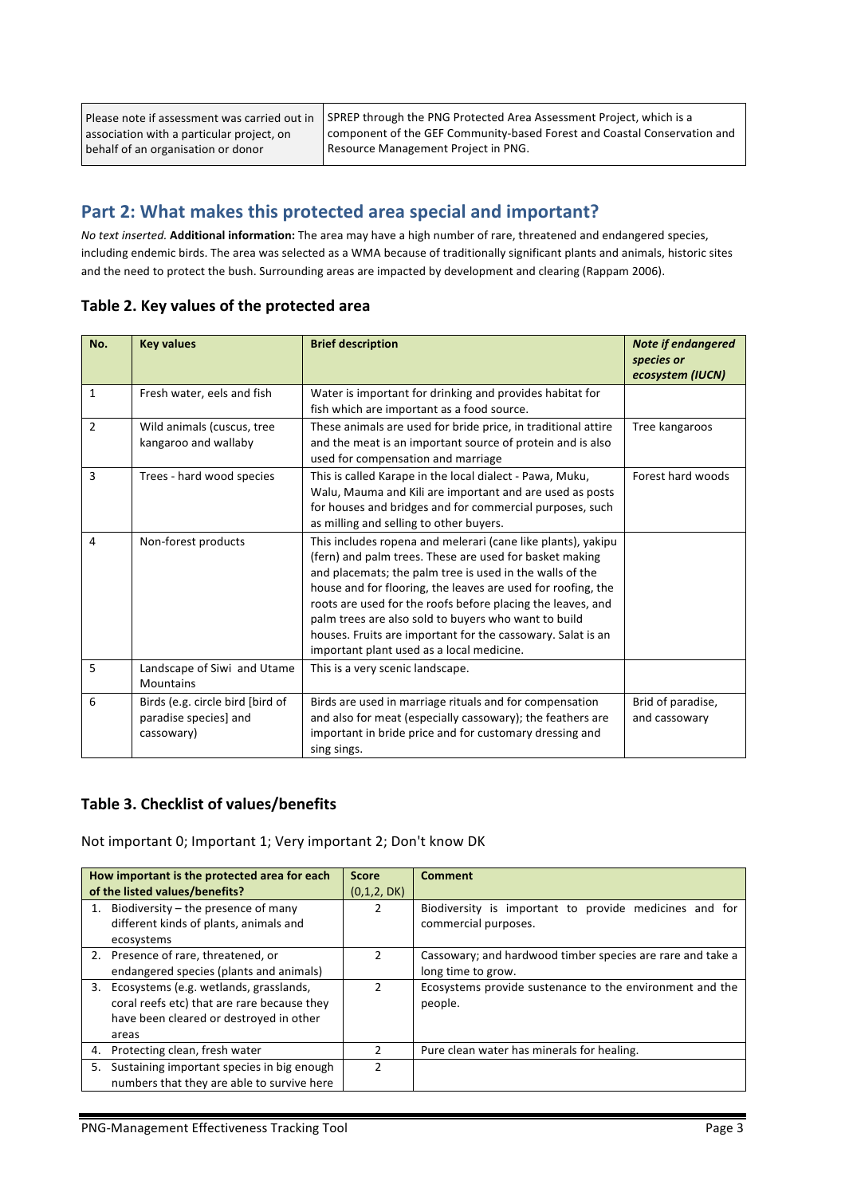| Please note if assessment was carried out in association with a particular project, on behalf of an organisation or donor | SPREP through the PNG Protected Area Assessment Project, which is a component of the GEF Community-based Forest and Coastal Conservation and Resource Management Project in PNG. |
|---|---|

## Part 2: What makes this protected area special and important?

*No text inserted.* **Additional information:** The area may have a high number of rare, threatened and endangered species, including endemic birds. The area was selected as a WMA because of traditionally significant plants and animals, historic sites and the need to protect the bush. Surrounding areas are impacted by development and clearing (Rappam 2006).

### Table 2. Key values of the protected area

| No. | Key values | Brief description | *Note if endangered species or ecosystem (IUCN)* |
|---|---|---|---|
| 1 | Fresh water, eels and fish | Water is important for drinking and provides habitat for fish which are important as a food source. | |
| 2 | Wild animals (cuscus, tree kangaroo and wallaby | These animals are used for bride price, in traditional attire and the meat is an important source of protein and is also used for compensation and marriage | Tree kangaroos |
| 3 | Trees - hard wood species | This is called Karape in the local dialect - Pawa, Muku, Walu, Mauma and Kili are important and are used as posts for houses and bridges and for commercial purposes, such as milling and selling to other buyers. | Forest hard woods |
| 4 | Non-forest products | This includes ropena and melerari (cane like plants), yakipu (fern) and palm trees. These are used for basket making and placemats; the palm tree is used in the walls of the house and for flooring, the leaves are used for roofing, the roots are used for the roofs before placing the leaves, and palm trees are also sold to buyers who want to build houses. Fruits are important for the cassowary. Salat is an important plant used as a local medicine. | |
| 5 | Landscape of Siwi and Utame Mountains | This is a very scenic landscape. | |
| 6 | Birds (e.g. circle bird [bird of paradise species] and cassowary) | Birds are used in marriage rituals and for compensation and also for meat (especially cassowary); the feathers are important in bride price and for customary dressing and sing sings. | Brid of paradise, and cassowary |

### Table 3. Checklist of values/benefits

Not important 0; Important 1; Very important 2; Don't know DK

| How important is the protected area for each of the listed values/benefits? | Score (0,1,2, DK) | Comment |
|---|---|---|
| 1. Biodiversity – the presence of many different kinds of plants, animals and ecosystems | 2 | Biodiversity is important to provide medicines and for commercial purposes. |
| 2. Presence of rare, threatened, or endangered species (plants and animals) | 2 | Cassowary; and hardwood timber species are rare and take a long time to grow. |
| 3. Ecosystems (e.g. wetlands, grasslands, coral reefs etc) that are rare because they have been cleared or destroyed in other areas | 2 | Ecosystems provide sustenance to the environment and the people. |
| 4. Protecting clean, fresh water | 2 | Pure clean water has minerals for healing. |
| 5. Sustaining important species in big enough numbers that they are able to survive here | 2 | |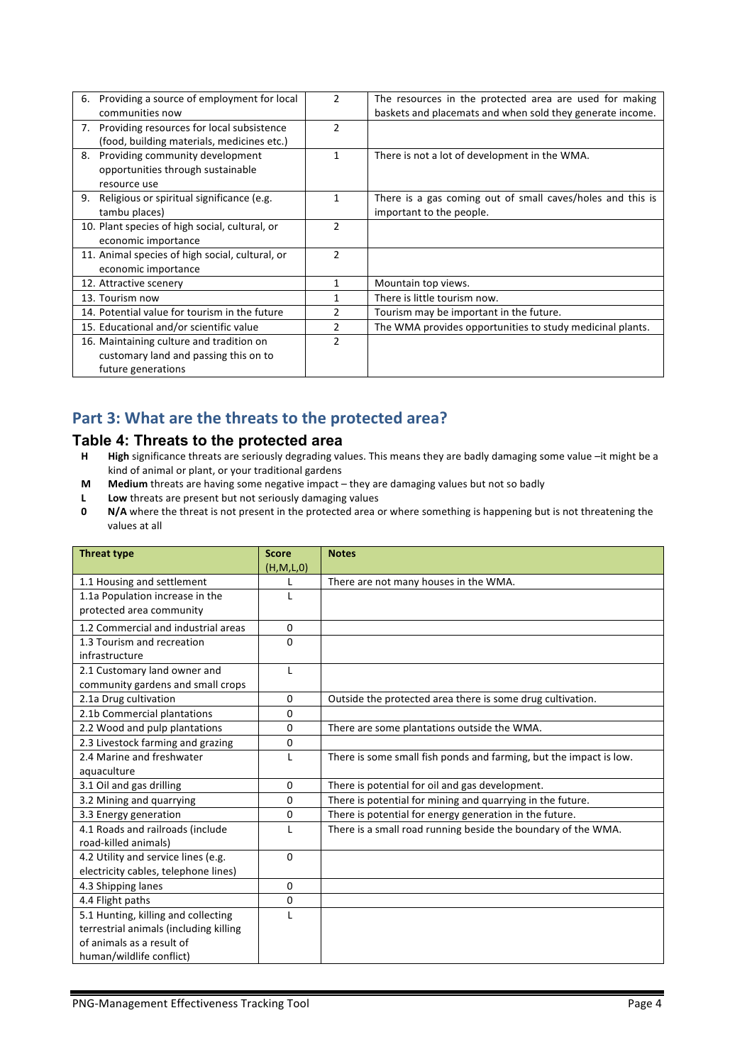| | | |
|---|---|---|
| 6. Providing a source of employment for local communities now | 2 | The resources in the protected area are used for making baskets and placemats and when sold they generate income. |
| 7. Providing resources for local subsistence (food, building materials, medicines etc.) | 2 | |
| 8. Providing community development opportunities through sustainable resource use | 1 | There is not a lot of development in the WMA. |
| 9. Religious or spiritual significance (e.g. tambu places) | 1 | There is a gas coming out of small caves/holes and this is important to the people. |
| 10. Plant species of high social, cultural, or economic importance | 2 | |
| 11. Animal species of high social, cultural, or economic importance | 2 | |
| 12. Attractive scenery | 1 | Mountain top views. |
| 13. Tourism now | 1 | There is little tourism now. |
| 14. Potential value for tourism in the future | 2 | Tourism may be important in the future. |
| 15. Educational and/or scientific value | 2 | The WMA provides opportunities to study medicinal plants. |
| 16. Maintaining culture and tradition on customary land and passing this on to future generations | 2 | |

## Part 3: What are the threats to the protected area?

### Table 4: Threats to the protected area

- **H** **High** significance threats are seriously degrading values. This means they are badly damaging some value –it might be a kind of animal or plant, or your traditional gardens
- **M** **Medium** threats are having some negative impact – they are damaging values but not so badly
- **L** **Low** threats are present but not seriously damaging values
- **0** **N/A** where the threat is not present in the protected area or where something is happening but is not threatening the values at all

| Threat type | Score (H,M,L,0) | Notes |
|---|---|---|
| 1.1 Housing and settlement | L | There are not many houses in the WMA. |
| 1.1a Population increase in the protected area community | L | |
| 1.2 Commercial and industrial areas | 0 | |
| 1.3 Tourism and recreation infrastructure | 0 | |
| 2.1 Customary land owner and community gardens and small crops | L | |
| 2.1a Drug cultivation | 0 | Outside the protected area there is some drug cultivation. |
| 2.1b Commercial plantations | 0 | |
| 2.2 Wood and pulp plantations | 0 | There are some plantations outside the WMA. |
| 2.3 Livestock farming and grazing | 0 | |
| 2.4 Marine and freshwater aquaculture | L | There is some small fish ponds and farming, but the impact is low. |
| 3.1 Oil and gas drilling | 0 | There is potential for oil and gas development. |
| 3.2 Mining and quarrying | 0 | There is potential for mining and quarrying in the future. |
| 3.3 Energy generation | 0 | There is potential for energy generation in the future. |
| 4.1 Roads and railroads (include road-killed animals) | L | There is a small road running beside the boundary of the WMA. |
| 4.2 Utility and service lines (e.g. electricity cables, telephone lines) | 0 | |
| 4.3 Shipping lanes | 0 | |
| 4.4 Flight paths | 0 | |
| 5.1 Hunting, killing and collecting terrestrial animals (including killing of animals as a result of human/wildlife conflict) | L | |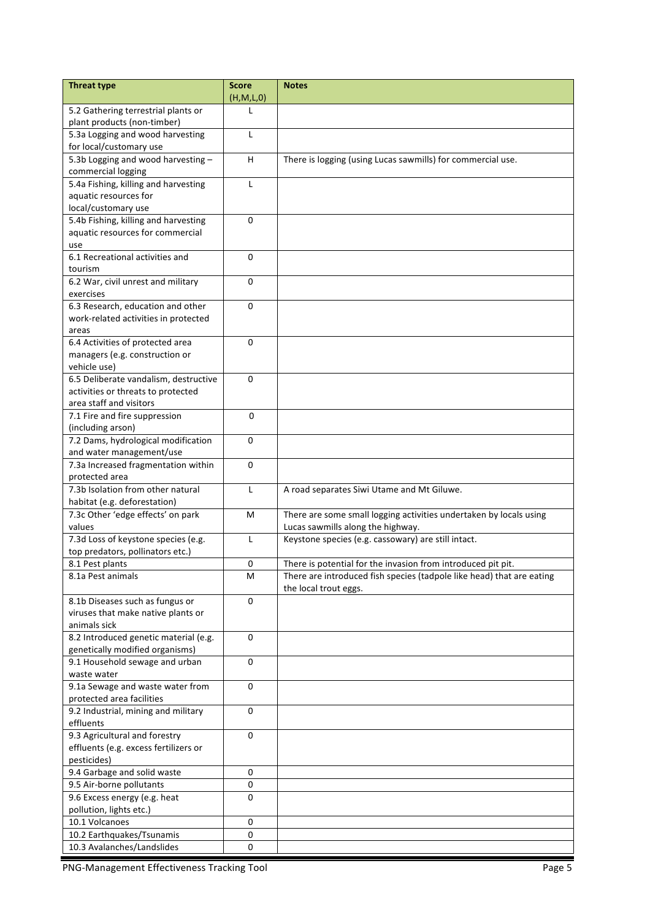| Threat type | Score (H,M,L,0) | Notes |
|---|---|---|
| 5.2 Gathering terrestrial plants or plant products (non-timber) | L | |
| 5.3a Logging and wood harvesting for local/customary use | L | |
| 5.3b Logging and wood harvesting – commercial logging | H | There is logging (using Lucas sawmills) for commercial use. |
| 5.4a Fishing, killing and harvesting aquatic resources for local/customary use | L | |
| 5.4b Fishing, killing and harvesting aquatic resources for commercial use | 0 | |
| 6.1 Recreational activities and tourism | 0 | |
| 6.2 War, civil unrest and military exercises | 0 | |
| 6.3 Research, education and other work-related activities in protected areas | 0 | |
| 6.4 Activities of protected area managers (e.g. construction or vehicle use) | 0 | |
| 6.5 Deliberate vandalism, destructive activities or threats to protected area staff and visitors | 0 | |
| 7.1 Fire and fire suppression (including arson) | 0 | |
| 7.2 Dams, hydrological modification and water management/use | 0 | |
| 7.3a Increased fragmentation within protected area | 0 | |
| 7.3b Isolation from other natural habitat (e.g. deforestation) | L | A road separates Siwi Utame and Mt Giluwe. |
| 7.3c Other 'edge effects' on park values | M | There are some small logging activities undertaken by locals using Lucas sawmills along the highway. |
| 7.3d Loss of keystone species (e.g. top predators, pollinators etc.) | L | Keystone species (e.g. cassowary) are still intact. |
| 8.1 Pest plants | 0 | There is potential for the invasion from introduced pit pit. |
| 8.1a Pest animals | M | There are introduced fish species (tadpole like head) that are eating the local trout eggs. |
| 8.1b Diseases such as fungus or viruses that make native plants or animals sick | 0 | |
| 8.2 Introduced genetic material (e.g. genetically modified organisms) | 0 | |
| 9.1 Household sewage and urban waste water | 0 | |
| 9.1a Sewage and waste water from protected area facilities | 0 | |
| 9.2 Industrial, mining and military effluents | 0 | |
| 9.3 Agricultural and forestry effluents (e.g. excess fertilizers or pesticides) | 0 | |
| 9.4 Garbage and solid waste | 0 | |
| 9.5 Air-borne pollutants | 0 | |
| 9.6 Excess energy (e.g. heat pollution, lights etc.) | 0 | |
| 10.1 Volcanoes | 0 | |
| 10.2 Earthquakes/Tsunamis | 0 | |
| 10.3 Avalanches/Landslides | 0 | |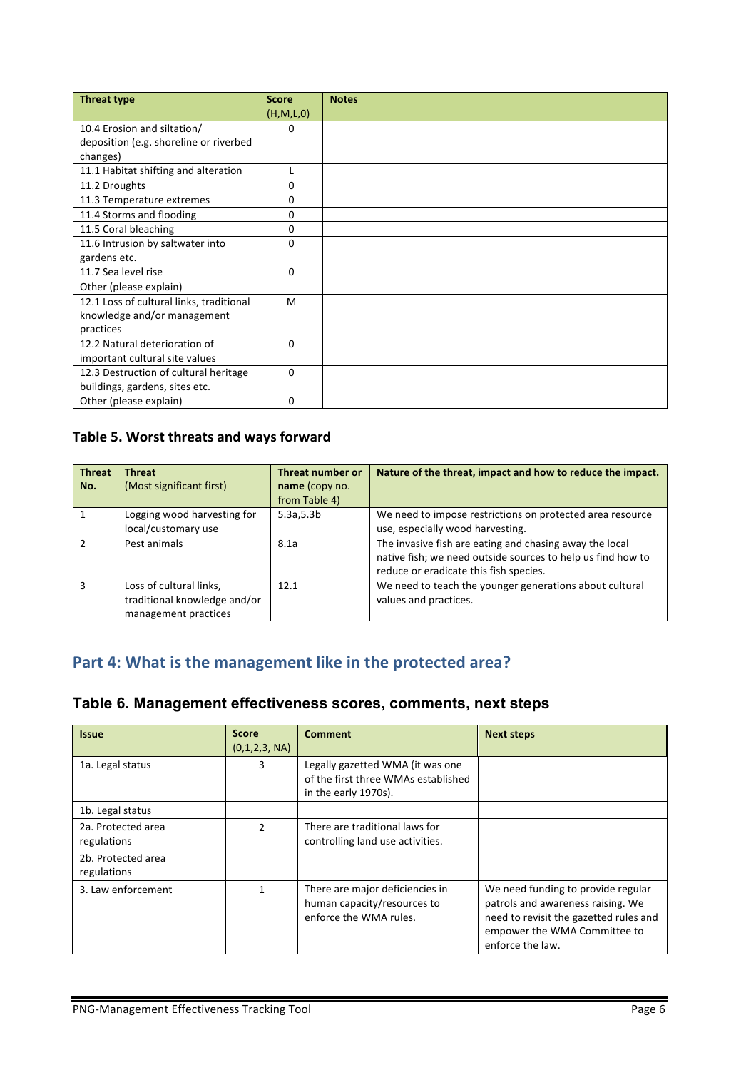| Threat type | Score (H,M,L,0) | Notes |
|---|---|---|
| 10.4 Erosion and siltation/ deposition (e.g. shoreline or riverbed changes) | 0 | |
| 11.1 Habitat shifting and alteration | L | |
| 11.2 Droughts | 0 | |
| 11.3 Temperature extremes | 0 | |
| 11.4 Storms and flooding | 0 | |
| 11.5 Coral bleaching | 0 | |
| 11.6 Intrusion by saltwater into gardens etc. | 0 | |
| 11.7 Sea level rise | 0 | |
| Other (please explain) | | |
| 12.1 Loss of cultural links, traditional knowledge and/or management practices | M | |
| 12.2 Natural deterioration of important cultural site values | 0 | |
| 12.3 Destruction of cultural heritage buildings, gardens, sites etc. | 0 | |
| Other (please explain) | 0 | |

### Table 5. Worst threats and ways forward

| Threat No. | Threat (Most significant first) | Threat number or name (copy no. from Table 4) | Nature of the threat, impact and how to reduce the impact. |
|---|---|---|---|
| 1 | Logging wood harvesting for local/customary use | 5.3a,5.3b | We need to impose restrictions on protected area resource use, especially wood harvesting. |
| 2 | Pest animals | 8.1a | The invasive fish are eating and chasing away the local native fish; we need outside sources to help us find how to reduce or eradicate this fish species. |
| 3 | Loss of cultural links, traditional knowledge and/or management practices | 12.1 | We need to teach the younger generations about cultural values and practices. |

## Part 4: What is the management like in the protected area?

### Table 6. Management effectiveness scores, comments, next steps

| Issue | Score (0,1,2,3, NA) | Comment | Next steps |
|---|---|---|---|
| 1a. Legal status | 3 | Legally gazetted WMA (it was one of the first three WMAs established in the early 1970s). | |
| 1b. Legal status | | | |
| 2a. Protected area regulations | 2 | There are traditional laws for controlling land use activities. | |
| 2b. Protected area regulations | | | |
| 3. Law enforcement | 1 | There are major deficiencies in human capacity/resources to enforce the WMA rules. | We need funding to provide regular patrols and awareness raising. We need to revisit the gazetted rules and empower the WMA Committee to enforce the law. |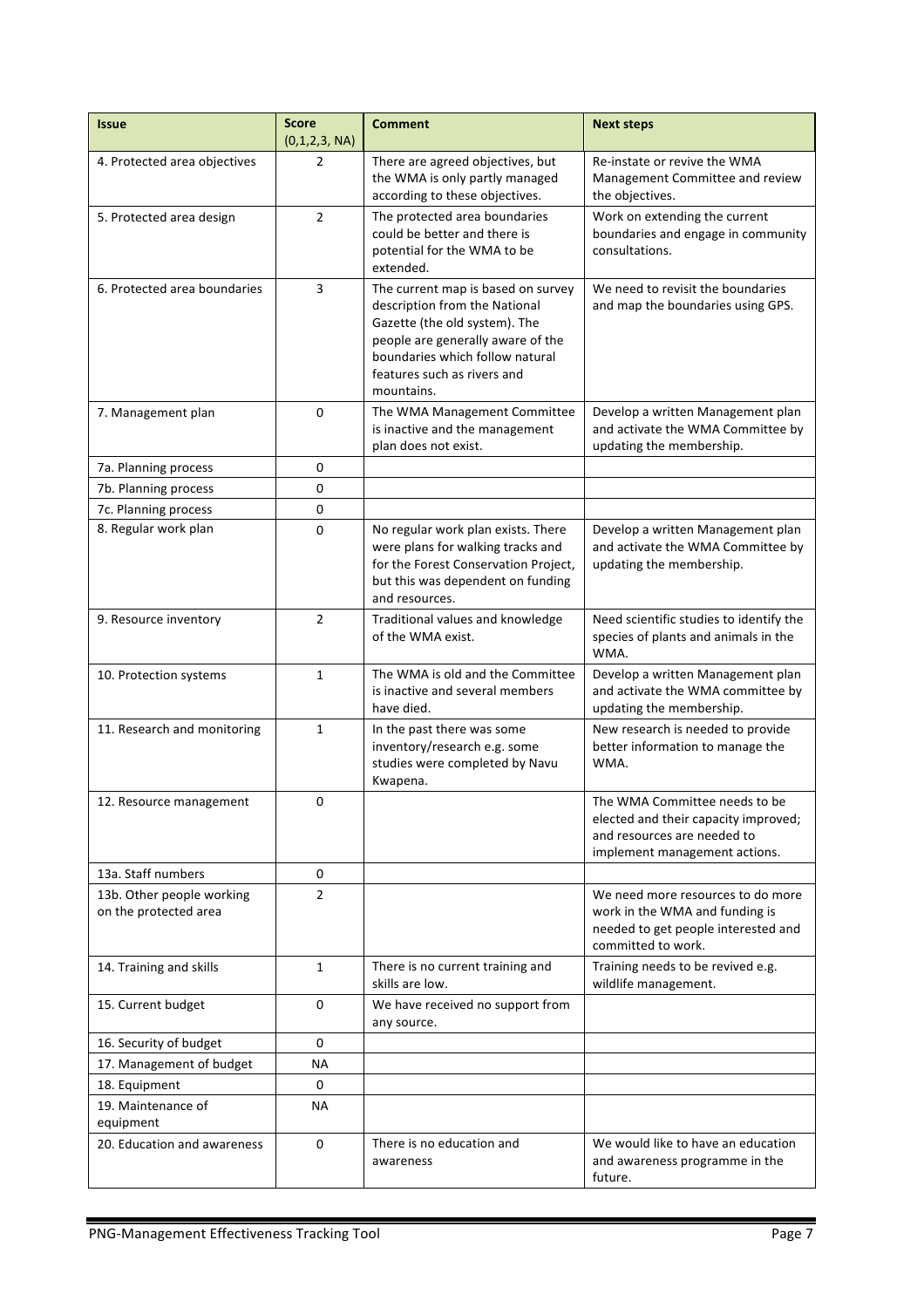| Issue | Score (0,1,2,3, NA) | Comment | Next steps |
|---|---|---|---|
| 4. Protected area objectives | 2 | There are agreed objectives, but the WMA is only partly managed according to these objectives. | Re-instate or revive the WMA Management Committee and review the objectives. |
| 5. Protected area design | 2 | The protected area boundaries could be better and there is potential for the WMA to be extended. | Work on extending the current boundaries and engage in community consultations. |
| 6. Protected area boundaries | 3 | The current map is based on survey description from the National Gazette (the old system). The people are generally aware of the boundaries which follow natural features such as rivers and mountains. | We need to revisit the boundaries and map the boundaries using GPS. |
| 7. Management plan | 0 | The WMA Management Committee is inactive and the management plan does not exist. | Develop a written Management plan and activate the WMA Committee by updating the membership. |
| 7a. Planning process | 0 | | |
| 7b. Planning process | 0 | | |
| 7c. Planning process | 0 | | |
| 8. Regular work plan | 0 | No regular work plan exists. There were plans for walking tracks and for the Forest Conservation Project, but this was dependent on funding and resources. | Develop a written Management plan and activate the WMA Committee by updating the membership. |
| 9. Resource inventory | 2 | Traditional values and knowledge of the WMA exist. | Need scientific studies to identify the species of plants and animals in the WMA. |
| 10. Protection systems | 1 | The WMA is old and the Committee is inactive and several members have died. | Develop a written Management plan and activate the WMA committee by updating the membership. |
| 11. Research and monitoring | 1 | In the past there was some inventory/research e.g. some studies were completed by Navu Kwapena. | New research is needed to provide better information to manage the WMA. |
| 12. Resource management | 0 | | The WMA Committee needs to be elected and their capacity improved; and resources are needed to implement management actions. |
| 13a. Staff numbers | 0 | | |
| 13b. Other people working on the protected area | 2 | | We need more resources to do more work in the WMA and funding is needed to get people interested and committed to work. |
| 14. Training and skills | 1 | There is no current training and skills are low. | Training needs to be revived e.g. wildlife management. |
| 15. Current budget | 0 | We have received no support from any source. | |
| 16. Security of budget | 0 | | |
| 17. Management of budget | NA | | |
| 18. Equipment | 0 | | |
| 19. Maintenance of equipment | NA | | |
| 20. Education and awareness | 0 | There is no education and awareness | We would like to have an education and awareness programme in the future. |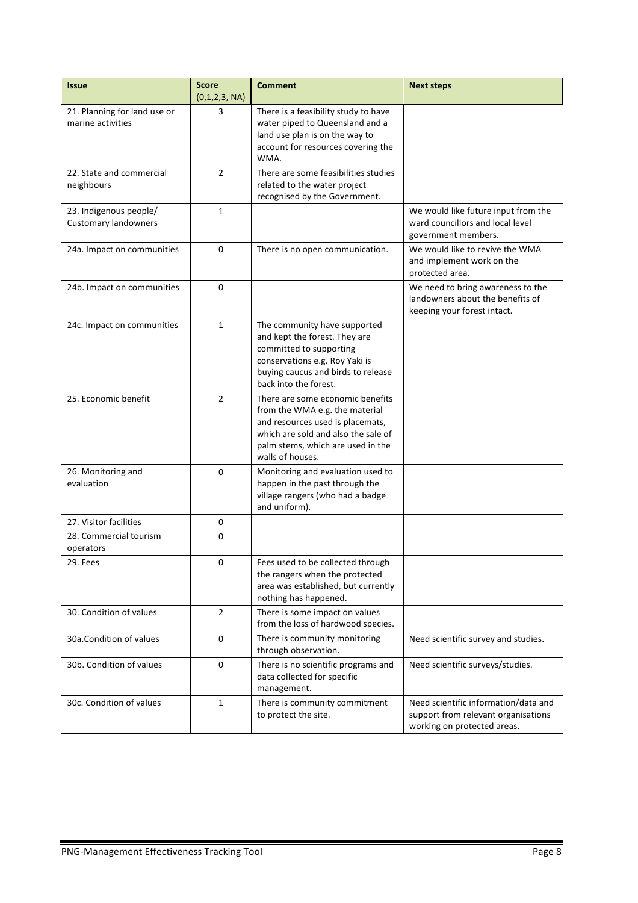| Issue | Score (0,1,2,3, NA) | Comment | Next steps |
|---|---|---|---|
| 21. Planning for land use or marine activities | 3 | There is a feasibility study to have water piped to Queensland and a land use plan is on the way to account for resources covering the WMA. | |
| 22. State and commercial neighbours | 2 | There are some feasibilities studies related to the water project recognised by the Government. | |
| 23. Indigenous people/ Customary landowners | 1 | | We would like future input from the ward councillors and local level government members. |
| 24a. Impact on communities | 0 | There is no open communication. | We would like to revive the WMA and implement work on the protected area. |
| 24b. Impact on communities | 0 | | We need to bring awareness to the landowners about the benefits of keeping your forest intact. |
| 24c. Impact on communities | 1 | The community have supported and kept the forest. They are committed to supporting conservations e.g. Roy Yaki is buying caucus and birds to release back into the forest. | |
| 25. Economic benefit | 2 | There are some economic benefits from the WMA e.g. the material and resources used is placemats, which are sold and also the sale of palm stems, which are used in the walls of houses. | |
| 26. Monitoring and evaluation | 0 | Monitoring and evaluation used to happen in the past through the village rangers (who had a badge and uniform). | |
| 27. Visitor facilities | 0 | | |
| 28. Commercial tourism operators | 0 | | |
| 29. Fees | 0 | Fees used to be collected through the rangers when the protected area was established, but currently nothing has happened. | |
| 30. Condition of values | 2 | There is some impact on values from the loss of hardwood species. | |
| 30a.Condition of values | 0 | There is community monitoring through observation. | Need scientific survey and studies. |
| 30b. Condition of values | 0 | There is no scientific programs and data collected for specific management. | Need scientific surveys/studies. |
| 30c. Condition of values | 1 | There is community commitment to protect the site. | Need scientific information/data and support from relevant organisations working on protected areas. |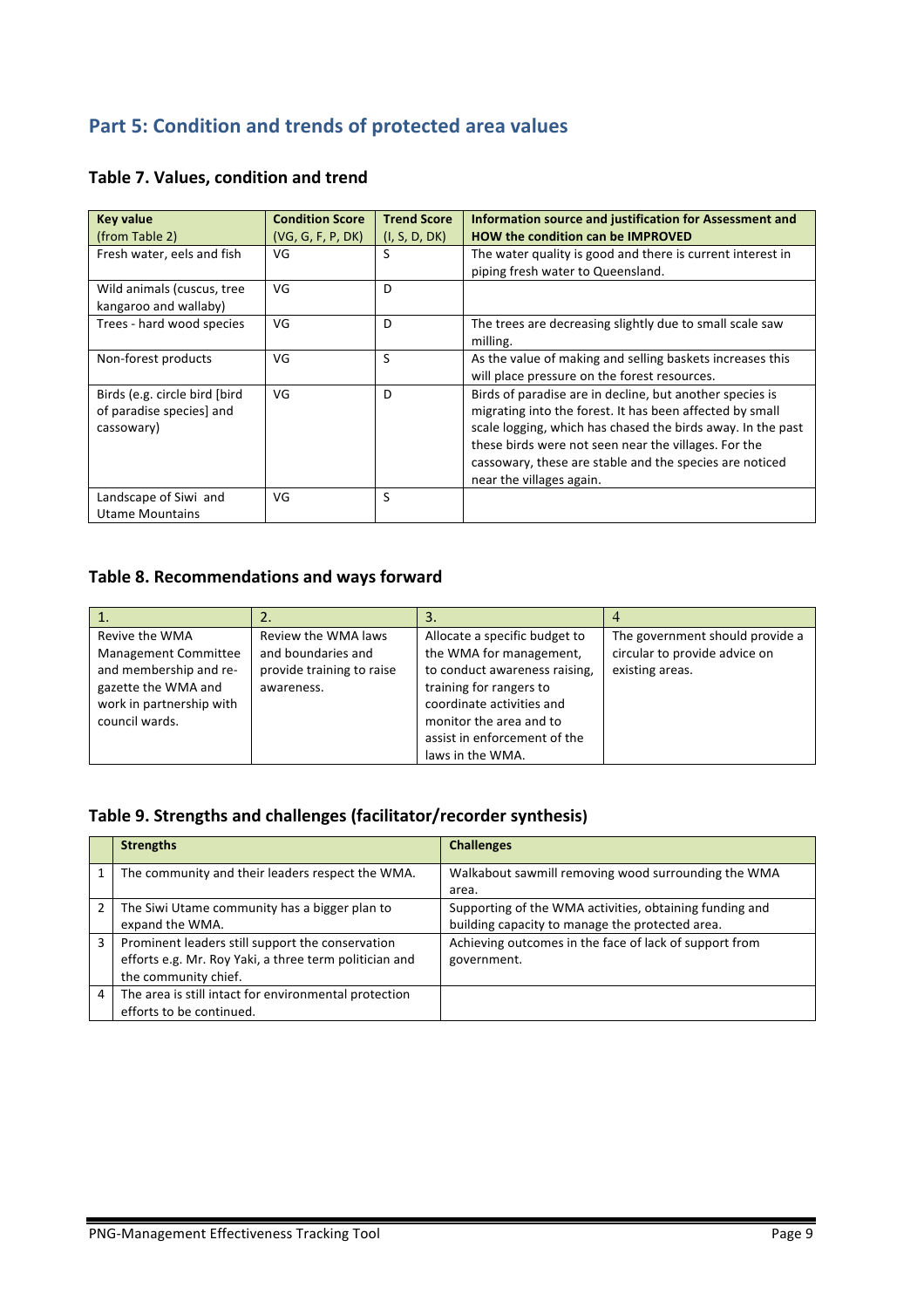## Part 5: Condition and trends of protected area values

### Table 7. Values, condition and trend

| Key value (from Table 2) | Condition Score (VG, G, F, P, DK) | Trend Score (I, S, D, DK) | Information source and justification for Assessment and HOW the condition can be IMPROVED |
|---|---|---|---|
| Fresh water, eels and fish | VG | S | The water quality is good and there is current interest in piping fresh water to Queensland. |
| Wild animals (cuscus, tree kangaroo and wallaby) | VG | D | |
| Trees - hard wood species | VG | D | The trees are decreasing slightly due to small scale saw milling. |
| Non-forest products | VG | S | As the value of making and selling baskets increases this will place pressure on the forest resources. |
| Birds (e.g. circle bird [bird of paradise species] and cassowary) | VG | D | Birds of paradise are in decline, but another species is migrating into the forest. It has been affected by small scale logging, which has chased the birds away. In the past these birds were not seen near the villages. For the cassowary, these are stable and the species are noticed near the villages again. |
| Landscape of Siwi and Utame Mountains | VG | S | |

### Table 8. Recommendations and ways forward

| 1. | 2. | 3. | 4 |
|---|---|---|---|
| Revive the WMA Management Committee and membership and re-gazette the WMA and work in partnership with council wards. | Review the WMA laws and boundaries and provide training to raise awareness. | Allocate a specific budget to the WMA for management, to conduct awareness raising, training for rangers to coordinate activities and monitor the area and to assist in enforcement of the laws in the WMA. | The government should provide a circular to provide advice on existing areas. |

### Table 9. Strengths and challenges (facilitator/recorder synthesis)

| | Strengths | Challenges |
|---|---|---|
| 1 | The community and their leaders respect the WMA. | Walkabout sawmill removing wood surrounding the WMA area. |
| 2 | The Siwi Utame community has a bigger plan to expand the WMA. | Supporting of the WMA activities, obtaining funding and building capacity to manage the protected area. |
| 3 | Prominent leaders still support the conservation efforts e.g. Mr. Roy Yaki, a three term politician and the community chief. | Achieving outcomes in the face of lack of support from government. |
| 4 | The area is still intact for environmental protection efforts to be continued. | |